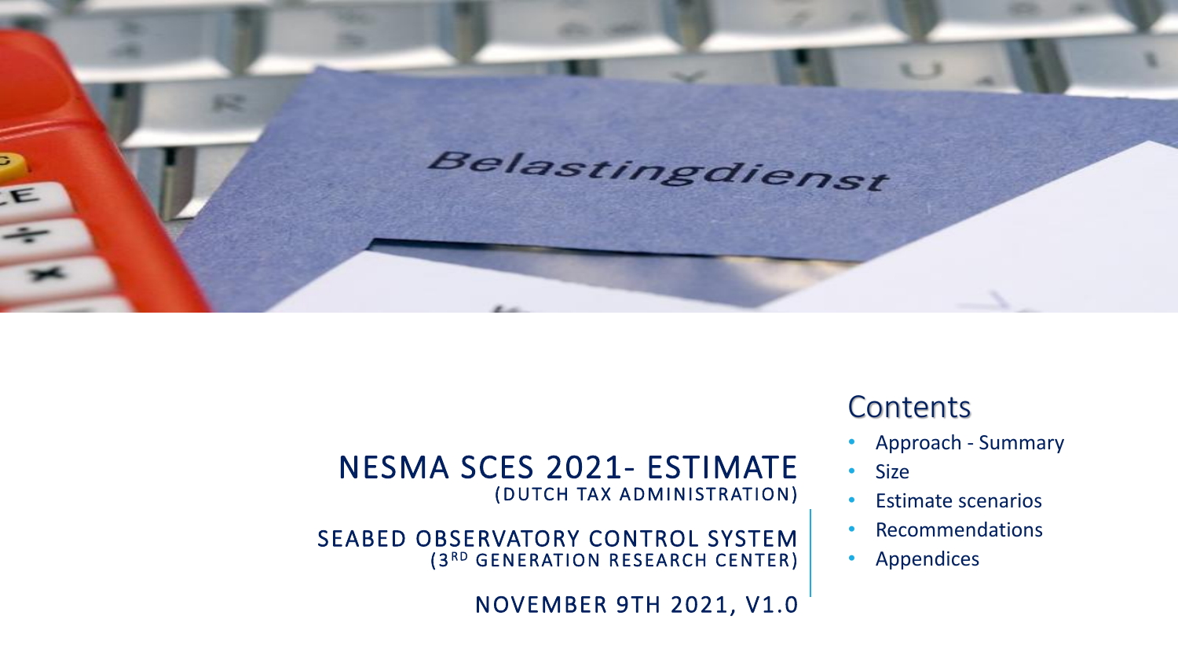# NESMA SCES 2021- ESTIMATE

(DUTCH TAX ADMINISTRATION)

SEABED OBSERVATORY CONTROL SYSTEM

(3RD GENERATION RESEARCH CENTER)

NOVEMBER 9TH 2021, V1.0

## Contents

- Approach - Summary
- Size
- Estimate scenarios
- Recommendations
- Appendices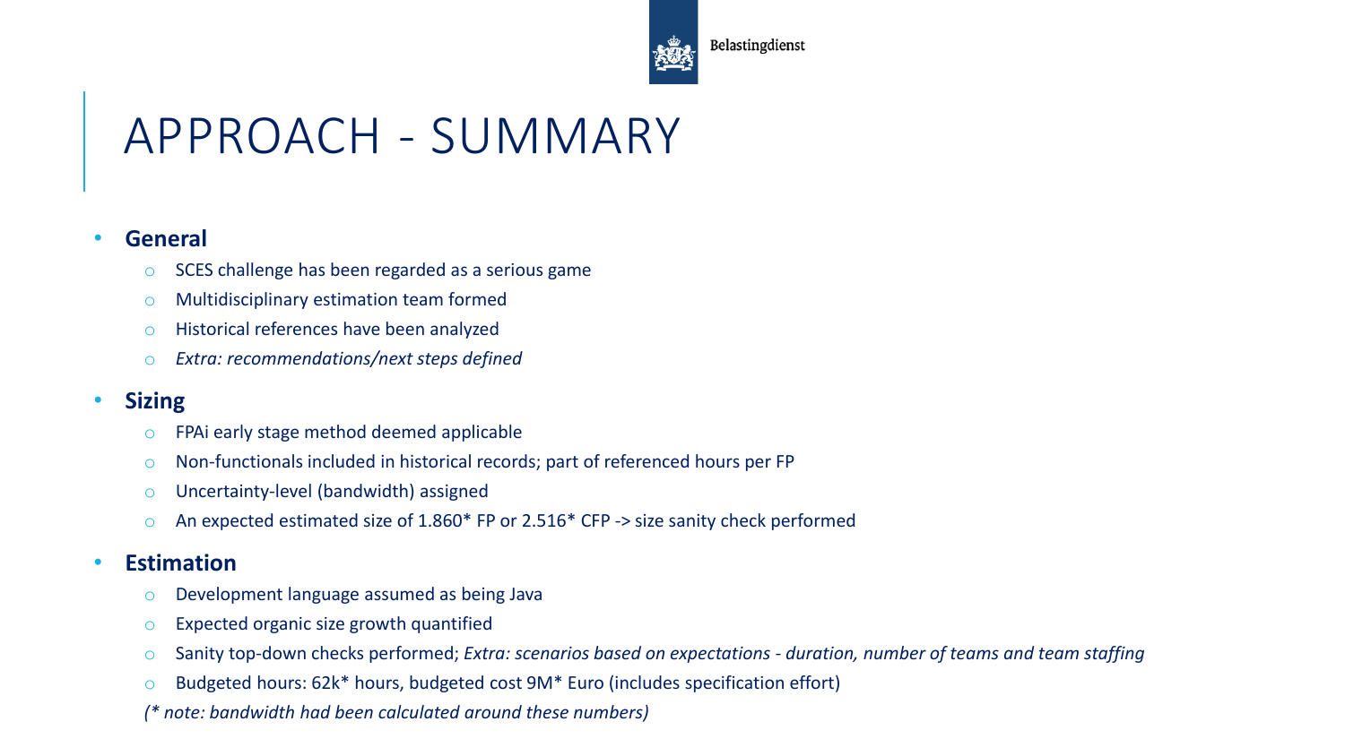# APPROACH - SUMMARY

- **General**
  - SCES challenge has been regarded as a serious game
  - Multidisciplinary estimation team formed
  - Historical references have been analyzed
  - *Extra: recommendations/next steps defined*
- **Sizing**
  - FPAi early stage method deemed applicable
  - Non-functionals included in historical records; part of referenced hours per FP
  - Uncertainty-level (bandwidth) assigned
  - An expected estimated size of 1.860* FP or 2.516* CFP -> size sanity check performed
- **Estimation**
  - Development language assumed as being Java
  - Expected organic size growth quantified
  - Sanity top-down checks performed; *Extra: scenarios based on expectations - duration, number of teams and team staffing*
  - Budgeted hours: 62k* hours, budgeted cost 9M* Euro (includes specification effort)

  *(* note: bandwidth had been calculated around these numbers)*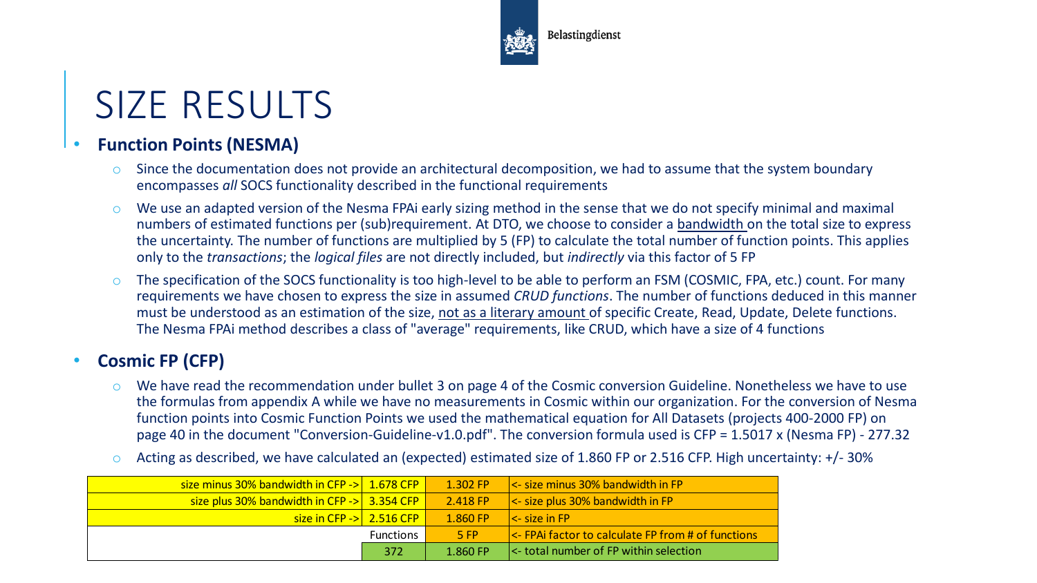# SIZE RESULTS

- **Function Points (NESMA)**
  - Since the documentation does not provide an architectural decomposition, we had to assume that the system boundary encompasses *all* SOCS functionality described in the functional requirements
  - We use an adapted version of the Nesma FPAi early sizing method in the sense that we do not specify minimal and maximal numbers of estimated functions per (sub)requirement. At DTO, we choose to consider a bandwidth on the total size to express the uncertainty. The number of functions are multiplied by 5 (FP) to calculate the total number of function points. This applies only to the *transactions*; the *logical files* are not directly included, but *indirectly* via this factor of 5 FP
  - The specification of the SOCS functionality is too high-level to be able to perform an FSM (COSMIC, FPA, etc.) count. For many requirements we have chosen to express the size in assumed *CRUD functions*. The number of functions deduced in this manner must be understood as an estimation of the size, not as a literary amount of specific Create, Read, Update, Delete functions. The Nesma FPAi method describes a class of "average" requirements, like CRUD, which have a size of 4 functions

- **Cosmic FP (CFP)**
  - We have read the recommendation under bullet 3 on page 4 of the Cosmic conversion Guideline. Nonetheless we have to use the formulas from appendix A while we have no measurements in Cosmic within our organization. For the conversion of Nesma function points into Cosmic Function Points we used the mathematical equation for All Datasets (projects 400-2000 FP) on page 40 in the document "Conversion-Guideline-v1.0.pdf". The conversion formula used is CFP = 1.5017 x (Nesma FP) - 277.32
  - Acting as described, we have calculated an (expected) estimated size of 1.860 FP or 2.516 CFP. High uncertainty: +/- 30%

| | | | |
|---|---|---|---|
| size minus 30% bandwidth in CFP -> | 1.678 CFP | 1.302 FP | <- size minus 30% bandwidth in FP |
| size plus 30% bandwidth in CFP -> | 3.354 CFP | 2.418 FP | <- size plus 30% bandwidth in FP |
| size in CFP -> | 2.516 CFP | 1.860 FP | <- size in FP |
| | Functions | 5 FP | <- FPAi factor to calculate FP from # of functions |
| | 372 | 1.860 FP | <- total number of FP within selection |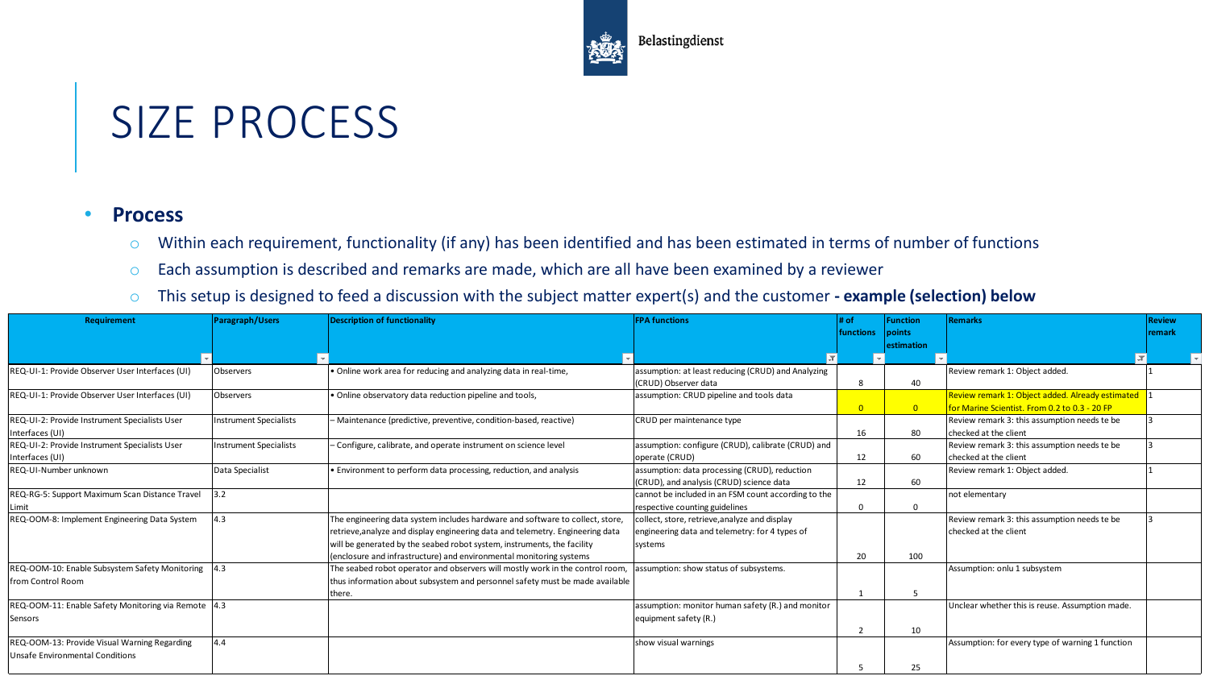# SIZE PROCESS

- **Process**
  - Within each requirement, functionality (if any) has been identified and has been estimated in terms of number of functions
  - Each assumption is described and remarks are made, which are all have been examined by a reviewer
  - This setup is designed to feed a discussion with the subject matter expert(s) and the customer **- example (selection) below**

| Requirement | Paragraph/Users | Description of functionality | FPA functions | # of functions | Function points estimation | Remarks | Review remark |
|---|---|---|---|---|---|---|---|
| REQ-UI-1: Provide Observer User Interfaces (UI) | Observers | • Online work area for reducing and analyzing data in real-time, | assumption: at least reducing (CRUD) and Analyzing (CRUD) Observer data | 8 | 40 | Review remark 1: Object added. | 1 |
| REQ-UI-1: Provide Observer User Interfaces (UI) | Observers | • Online observatory data reduction pipeline and tools, | assumption: CRUD pipeline and tools data | 0 | 0 | Review remark 1: Object added. Already estimated for Marine Scientist. From 0.2 to 0.3 - 20 FP | 1 |
| REQ-UI-2: Provide Instrument Specialists User Interfaces (UI) | Instrument Specialists | – Maintenance (predictive, preventive, condition-based, reactive) | CRUD per maintenance type | 16 | 80 | Review remark 3: this assumption needs te be checked at the client | 3 |
| REQ-UI-2: Provide Instrument Specialists User Interfaces (UI) | Instrument Specialists | – Configure, calibrate, and operate instrument on science level | assumption: configure (CRUD), calibrate (CRUD) and operate (CRUD) | 12 | 60 | Review remark 3: this assumption needs te be checked at the client | 3 |
| REQ-UI-Number unknown | Data Specialist | • Environment to perform data processing, reduction, and analysis | assumption: data processing (CRUD), reduction (CRUD), and analysis (CRUD) science data | 12 | 60 | Review remark 1: Object added. | 1 |
| REQ-RG-5: Support Maximum Scan Distance Travel Limit | 3.2 | | cannot be included in an FSM count according to the respective counting guidelines | 0 | 0 | not elementary | |
| REQ-OOM-8: Implement Engineering Data System | 4.3 | The engineering data system includes hardware and software to collect, store, retrieve,analyze and display engineering data and telemetry. Engineering data will be generated by the seabed robot system, instruments, the facility (enclosure and infrastructure) and environmental monitoring systems | collect, store, retrieve,analyze and display engineering data and telemetry: for 4 types of systems | 20 | 100 | Review remark 3: this assumption needs te be checked at the client | 3 |
| REQ-OOM-10: Enable Subsystem Safety Monitoring from Control Room | 4.3 | The seabed robot operator and observers will mostly work in the control room, thus information about subsystem and personnel safety must be made available there. | assumption: show status of subsystems. | 1 | 5 | Assumption: onlu 1 subsystem | |
| REQ-OOM-11: Enable Safety Monitoring via Remote Sensors | 4.3 | | assumption: monitor human safety (R.) and monitor equipment safety (R.) | 2 | 10 | Unclear whether this is reuse. Assumption made. | |
| REQ-OOM-13: Provide Visual Warning Regarding Unsafe Environmental Conditions | 4.4 | | show visual warnings | 5 | 25 | Assumption: for every type of warning 1 function | |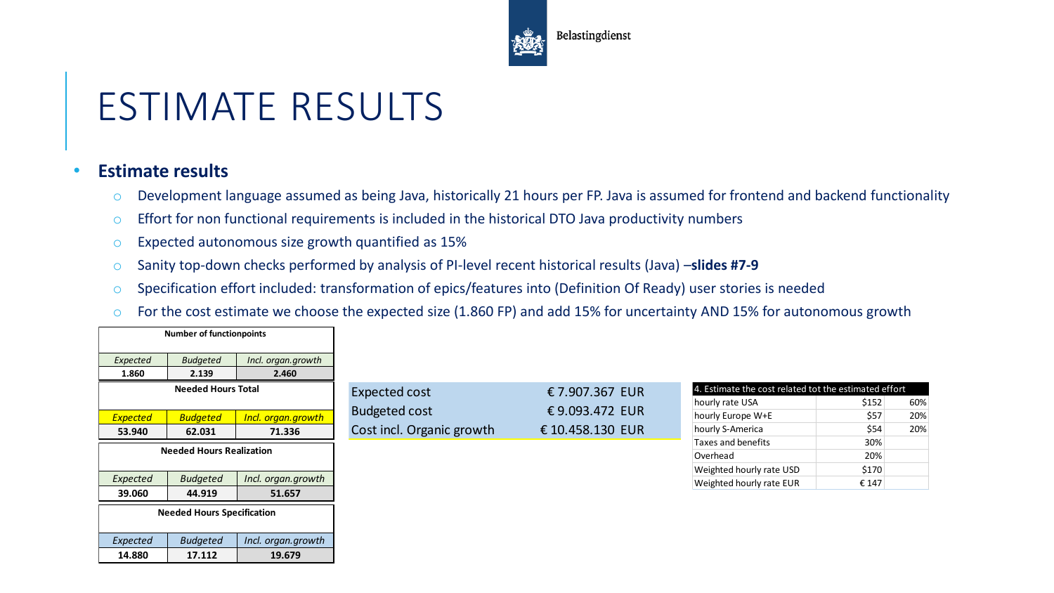# ESTIMATE RESULTS

- **Estimate results**
  - Development language assumed as being Java, historically 21 hours per FP. Java is assumed for frontend and backend functionality
  - Effort for non functional requirements is included in the historical DTO Java productivity numbers
  - Expected autonomous size growth quantified as 15%
  - Sanity top-down checks performed by analysis of PI-level recent historical results (Java) –**slides #7-9**
  - Specification effort included: transformation of epics/features into (Definition Of Ready) user stories is needed
  - For the cost estimate we choose the expected size (1.860 FP) and add 15% for uncertainty AND 15% for autonomous growth

| Number of functionpoints | | |
|---|---|---|
| *Expected* | *Budgeted* | *Incl. organ.growth* |
| **1.860** | **2.139** | **2.460** |

| Needed Hours Total | | |
|---|---|---|
| *Expected* | *Budgeted* | *Incl. organ.growth* |
| **53.940** | **62.031** | **71.336** |

| Needed Hours Realization | | |
|---|---|---|
| *Expected* | *Budgeted* | *Incl. organ.growth* |
| **39.060** | **44.919** | **51.657** |

| Needed Hours Specification | | |
|---|---|---|
| *Expected* | *Budgeted* | *Incl. organ.growth* |
| **14.880** | **17.112** | **19.679** |

| | |
|---|---|
| Expected cost | € 7.907.367 EUR |
| Budgeted cost | € 9.093.472 EUR |
| Cost incl. Organic growth | € 10.458.130 EUR |

| 4. Estimate the cost related tot the estimated effort | | |
|---|---|---|
| hourly rate USA | $152 | 60% |
| hourly Europe W+E | $57 | 20% |
| hourly S-America | $54 | 20% |
| Taxes and benefits | 30% | |
| Overhead | 20% | |
| Weighted hourly rate USD | $170 | |
| Weighted hourly rate EUR | € 147 | |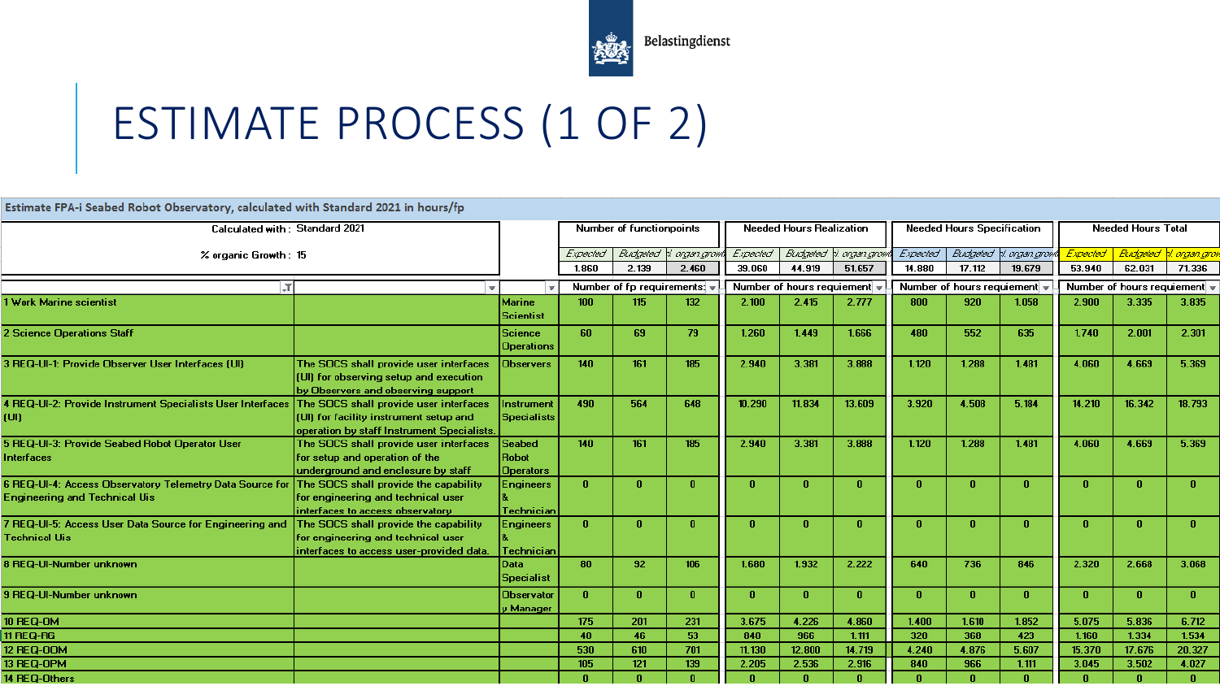# ESTIMATE PROCESS (1 OF 2)

**Estimate FPA-i Seabed Robot Observatory, calculated with Standard 2021 in hours/fp**

Calculated with : Standard 2021

% organic Growth : 15

| | | | Number of functionpoints | | | Needed Hours Realization | | | Needed Hours Specification | | | Needed Hours Total | | |
|---|---|---|---|---|---|---|---|---|---|---|---|---|---|---|
| | | | *Expected* | *Budgeted* | *Incl. organ.growth* | *Expected* | *Budgeted* | *Incl. organ.growth* | *Expected* | *Budgeted* | *Incl. organ.growth* | *Expected* | *Budgeted* | *Incl. organ.growth* |
| | | | 1.860 | 2.139 | 2.460 | 39.060 | 44.919 | 51.657 | 14.880 | 17.112 | 19.679 | 53.940 | 62.031 | 71.336 |
| | | | Number of fp requirements | | | Number of hours requiement | | | Number of hours requiement | | | Number of hours requiement | | |
| 1 Work Marine scientist | | Marine Scientist | 100 | 115 | 132 | 2.100 | 2.415 | 2.777 | 800 | 920 | 1.058 | 2.900 | 3.335 | 3.835 |
| 2 Science Operations Staff | | Science Operations | 60 | 69 | 79 | 1.260 | 1.449 | 1.666 | 480 | 552 | 635 | 1.740 | 2.001 | 2.301 |
| 3 REQ-UI-1: Provide Observer User Interfaces (UI) | The SOCS shall provide user interfaces (UI) for observing setup and execution by Observers and observing support | Observers | 140 | 161 | 185 | 2.940 | 3.381 | 3.888 | 1.120 | 1.288 | 1.481 | 4.060 | 4.669 | 5.369 |
| 4 REQ-UI-2: Provide Instrument Specialists User Interfaces (UI) | The SOCS shall provide user interfaces (UI) for facility instrument setup and operation by staff Instrument Specialists. | Instrument Specialists | 490 | 564 | 648 | 10.290 | 11.834 | 13.609 | 3.920 | 4.508 | 5.184 | 14.210 | 16.342 | 18.793 |
| 5 REQ-UI-3: Provide Seabed Robot Operator User Interfaces | The SOCS shall provide user interfaces for setup and operation of the underground and enclosure by staff | Seabed Robot Operators | 140 | 161 | 185 | 2.940 | 3.381 | 3.888 | 1.120 | 1.288 | 1.481 | 4.060 | 4.669 | 5.369 |
| 6 REQ-UI-4: Access Observatory Telemetry Data Source for Engineering and Technical Uis | The SOCS shall provide the capability for engineering and technical user interfaces to access observatory | Engineers & Technician | 0 | 0 | 0 | 0 | 0 | 0 | 0 | 0 | 0 | 0 | 0 | 0 |
| 7 REQ-UI-5: Access User Data Source for Engineering and Technical Uis | The SOCS shall provide the capability for engineering and technical user interfaces to access user-provided data. | Engineers & Technician | 0 | 0 | 0 | 0 | 0 | 0 | 0 | 0 | 0 | 0 | 0 | 0 |
| 8 REQ-UI-Number unknown | | Data Specialist | 80 | 92 | 106 | 1.680 | 1.932 | 2.222 | 640 | 736 | 846 | 2.320 | 2.668 | 3.068 |
| 9 REQ-UI-Number unknown | | Observatory Manager | 0 | 0 | 0 | 0 | 0 | 0 | 0 | 0 | 0 | 0 | 0 | 0 |
| 10 REQ-OM | | | 175 | 201 | 231 | 3.675 | 4.226 | 4.860 | 1.400 | 1.610 | 1.852 | 5.075 | 5.836 | 6.712 |
| 11 REQ-RG | | | 40 | 46 | 53 | 840 | 966 | 1.111 | 320 | 368 | 423 | 1.160 | 1.334 | 1.534 |
| 12 REQ-OOM | | | 530 | 610 | 701 | 11.130 | 12.800 | 14.719 | 4.240 | 4.876 | 5.607 | 15.370 | 17.676 | 20.327 |
| 13 REQ-OPM | | | 105 | 121 | 139 | 2.205 | 2.536 | 2.916 | 840 | 966 | 1.111 | 3.045 | 3.502 | 4.027 |
| 14 REQ-Others | | | 0 | 0 | 0 | 0 | 0 | 0 | 0 | 0 | 0 | 0 | 0 | 0 |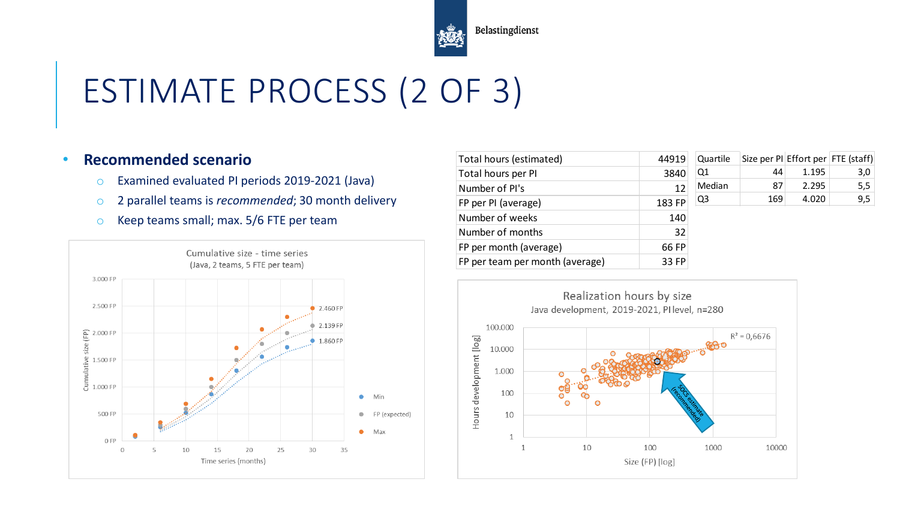# ESTIMATE PROCESS (2 OF 3)

- **Recommended scenario**
  - Examined evaluated PI periods 2019-2021 (Java)
  - 2 parallel teams is *recommended*; 30 month delivery
  - Keep teams small; max. 5/6 FTE per team

| Total hours (estimated) | 44919 |
| --- | --- |
| Total hours per PI | 3840 |
| Number of PI's | 12 |
| FP per PI (average) | 183 FP |
| Number of weeks | 140 |
| Number of months | 32 |
| FP per month (average) | 66 FP |
| FP per team per month (average) | 33 FP |

| Quartile | Size per PI | Effort per | FTE (staff) |
| --- | --- | --- | --- |
| Q1 | 44 | 1.195 | 3,0 |
| Median | 87 | 2.295 | 5,5 |
| Q3 | 169 | 4.020 | 9,5 |

Cumulative size - time series (Java, 2 teams, 5 FTE per team)

Realization hours by size — Java development, 2019-2021, PI level, n=280 — $R^2 = 0,6676$ — SOCS estimate (recommended)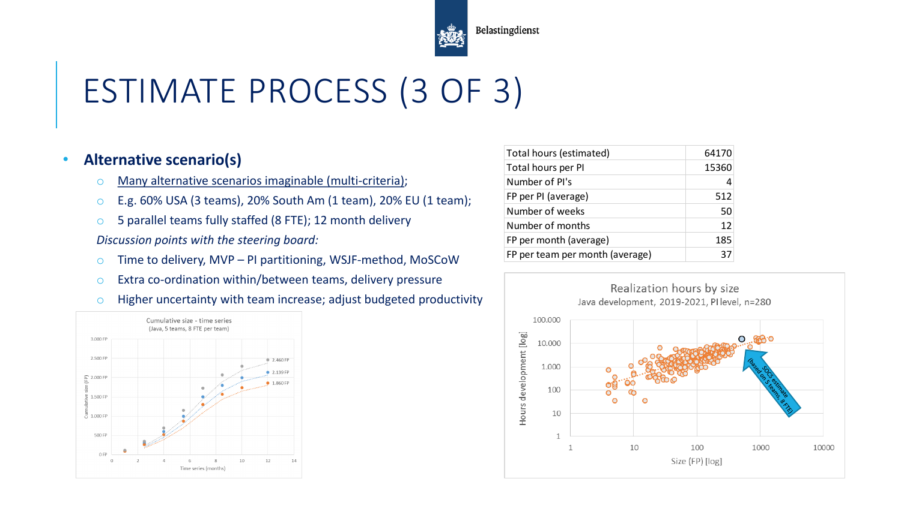# ESTIMATE PROCESS (3 OF 3)

- **Alternative scenario(s)**
  - Many alternative scenarios imaginable (multi-criteria);
  - E.g. 60% USA (3 teams), 20% South Am (1 team), 20% EU (1 team);
  - 5 parallel teams fully staffed (8 FTE); 12 month delivery

  *Discussion points with the steering board:*
  - Time to delivery, MVP – PI partitioning, WSJF-method, MoSCoW
  - Extra co-ordination within/between teams, delivery pressure
  - Higher uncertainty with team increase; adjust budgeted productivity

| Total hours (estimated) | 64170 |
|---|---|
| Total hours per PI | 15360 |
| Number of PI's | 4 |
| FP per PI (average) | 512 |
| Number of weeks | 50 |
| Number of months | 12 |
| FP per month (average) | 185 |
| FP per team per month (average) | 37 |

Cumulative size - time series (Java, 5 teams, 8 FTE per team)

Realization hours by size — Java development, 2019-2021, PI level, n=280

SOCS estimate (based on 5 teams, 8 FTE)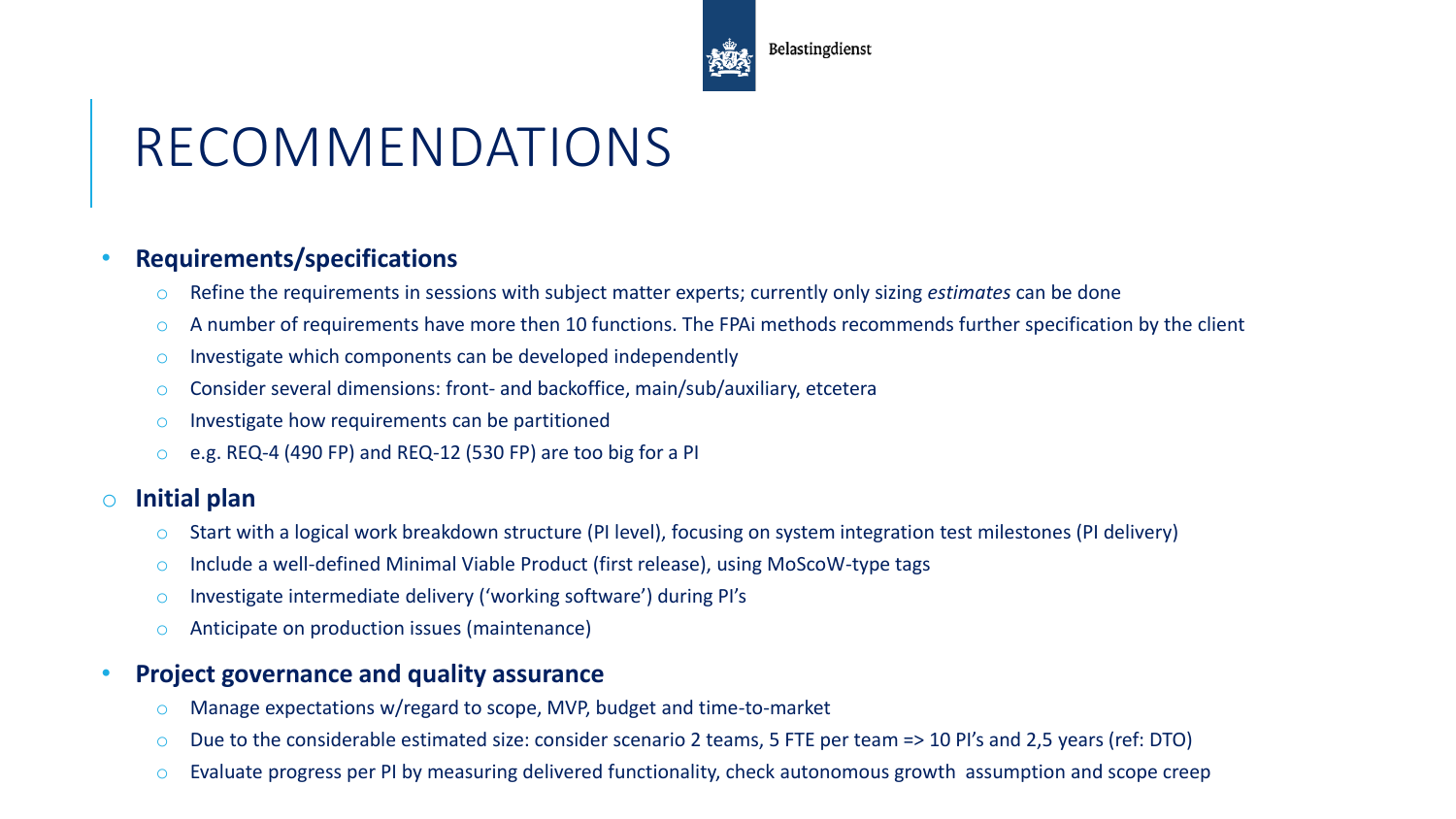# RECOMMENDATIONS

- **Requirements/specifications**
  - Refine the requirements in sessions with subject matter experts; currently only sizing *estimates* can be done
  - A number of requirements have more then 10 functions. The FPAi methods recommends further specification by the client
  - Investigate which components can be developed independently
  - Consider several dimensions: front- and backoffice, main/sub/auxiliary, etcetera
  - Investigate how requirements can be partitioned
  - e.g. REQ-4 (490 FP) and REQ-12 (530 FP) are too big for a PI
- **Initial plan**
  - Start with a logical work breakdown structure (PI level), focusing on system integration test milestones (PI delivery)
  - Include a well-defined Minimal Viable Product (first release), using MoScoW-type tags
  - Investigate intermediate delivery ('working software') during PI's
  - Anticipate on production issues (maintenance)
- **Project governance and quality assurance**
  - Manage expectations w/regard to scope, MVP, budget and time-to-market
  - Due to the considerable estimated size: consider scenario 2 teams, 5 FTE per team => 10 PI's and 2,5 years (ref: DTO)
  - Evaluate progress per PI by measuring delivered functionality, check autonomous growth assumption and scope creep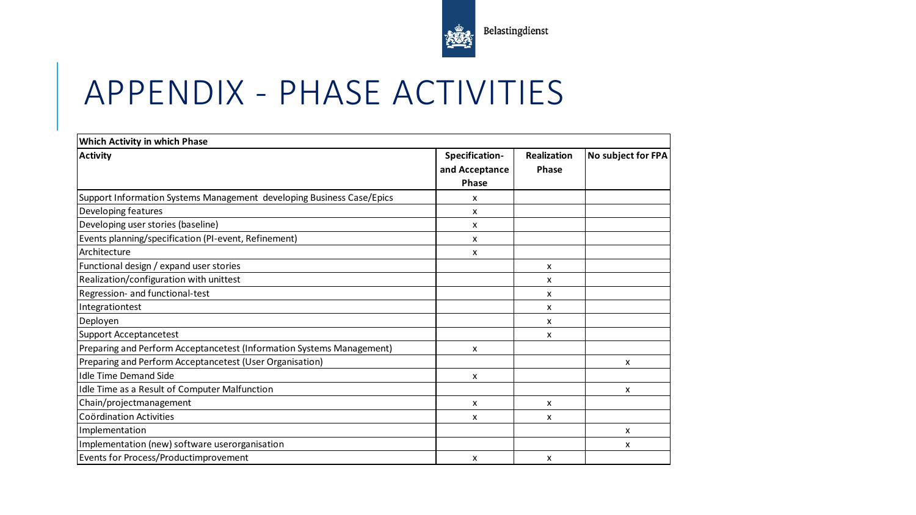# APPENDIX - PHASE ACTIVITIES

| Which Activity in which Phase | | | |
|---|---|---|---|
| **Activity** | **Specification- and Acceptance Phase** | **Realization Phase** | **No subject for FPA** |
| Support Information Systems Management developing Business Case/Epics | x | | |
| Developing features | x | | |
| Developing user stories (baseline) | x | | |
| Events planning/specification (PI-event, Refinement) | x | | |
| Architecture | x | | |
| Functional design / expand user stories | | x | |
| Realization/configuration with unittest | | x | |
| Regression- and functional-test | | x | |
| Integrationtest | | x | |
| Deployen | | x | |
| Support Acceptancetest | | x | |
| Preparing and Perform Acceptancetest (Information Systems Management) | x | | |
| Preparing and Perform Acceptancetest (User Organisation) | | | x |
| Idle Time Demand Side | x | | |
| Idle Time as a Result of Computer Malfunction | | | x |
| Chain/projectmanagement | x | x | |
| Coördination Activities | x | x | |
| Implementation | | | x |
| Implementation (new) software userorganisation | | | x |
| Events for Process/Productimprovement | x | x | |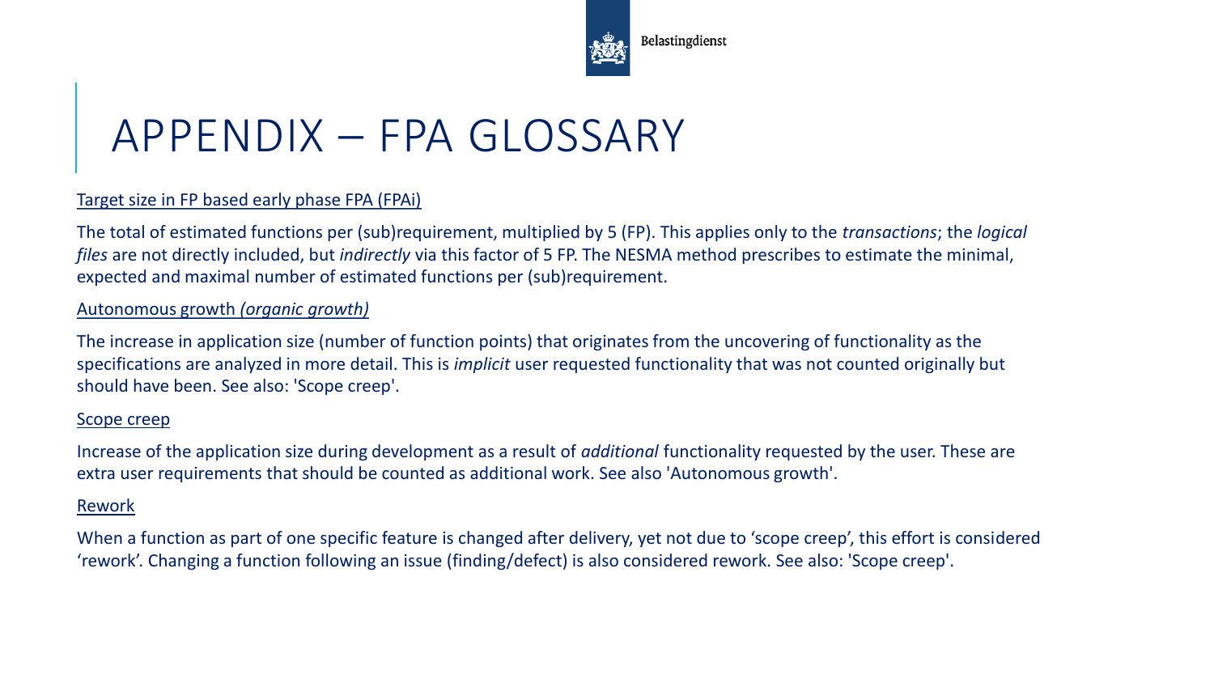# APPENDIX – FPA GLOSSARY

Target size in FP based early phase FPA (FPAi)

The total of estimated functions per (sub)requirement, multiplied by 5 (FP). This applies only to the *transactions*; the *logical files* are not directly included, but *indirectly* via this factor of 5 FP. The NESMA method prescribes to estimate the minimal, expected and maximal number of estimated functions per (sub)requirement.

Autonomous growth *(organic growth)*

The increase in application size (number of function points) that originates from the uncovering of functionality as the specifications are analyzed in more detail. This is *implicit* user requested functionality that was not counted originally but should have been. See also: 'Scope creep'.

Scope creep

Increase of the application size during development as a result of *additional* functionality requested by the user. These are extra user requirements that should be counted as additional work. See also 'Autonomous growth'.

Rework

When a function as part of one specific feature is changed after delivery, yet not due to 'scope creep', this effort is considered 'rework'. Changing a function following an issue (finding/defect) is also considered rework. See also: 'Scope creep'.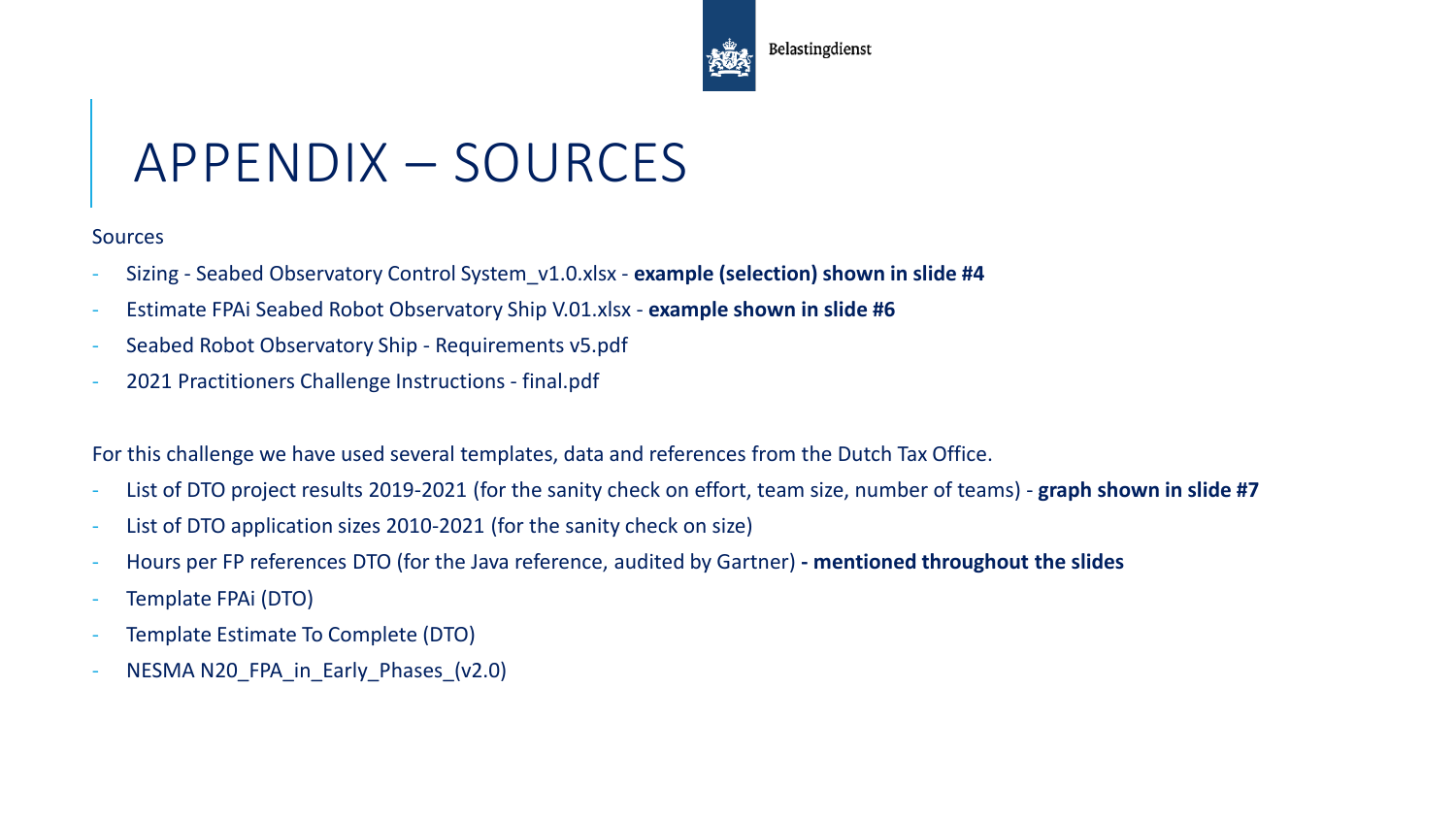# APPENDIX – SOURCES

Sources

- Sizing - Seabed Observatory Control System_v1.0.xlsx - **example (selection) shown in slide #4**
- Estimate FPAi Seabed Robot Observatory Ship V.01.xlsx - **example shown in slide #6**
- Seabed Robot Observatory Ship - Requirements v5.pdf
- 2021 Practitioners Challenge Instructions - final.pdf

For this challenge we have used several templates, data and references from the Dutch Tax Office.

- List of DTO project results 2019-2021 (for the sanity check on effort, team size, number of teams) - **graph shown in slide #7**
- List of DTO application sizes 2010-2021 (for the sanity check on size)
- Hours per FP references DTO (for the Java reference, audited by Gartner) **- mentioned throughout the slides**
- Template FPAi (DTO)
- Template Estimate To Complete (DTO)
- NESMA N20_FPA_in_Early_Phases_(v2.0)